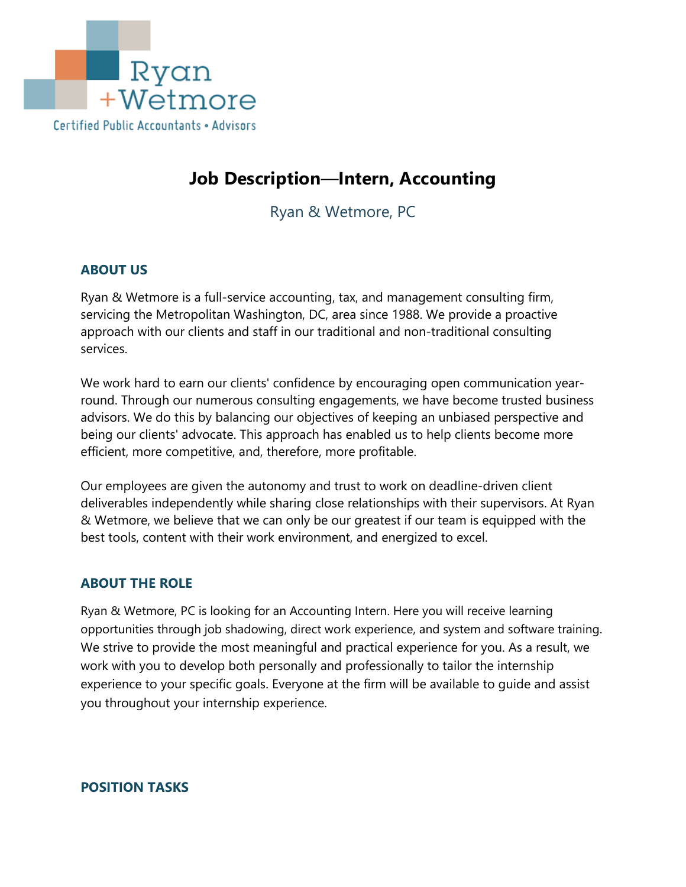Ryan +Wetmore

Certified Public Accountants • Advisors

# Job Description—Intern, Accounting

Ryan & Wetmore, PC

## ABOUT US

Ryan & Wetmore is a full-service accounting, tax, and management consulting firm, servicing the Metropolitan Washington, DC, area since 1988. We provide a proactive approach with our clients and staff in our traditional and non-traditional consulting services.

We work hard to earn our clients' confidence by encouraging open communication year-round. Through our numerous consulting engagements, we have become trusted business advisors. We do this by balancing our objectives of keeping an unbiased perspective and being our clients' advocate. This approach has enabled us to help clients become more efficient, more competitive, and, therefore, more profitable.

Our employees are given the autonomy and trust to work on deadline-driven client deliverables independently while sharing close relationships with their supervisors. At Ryan & Wetmore, we believe that we can only be our greatest if our team is equipped with the best tools, content with their work environment, and energized to excel.

## ABOUT THE ROLE

Ryan & Wetmore, PC is looking for an Accounting Intern. Here you will receive learning opportunities through job shadowing, direct work experience, and system and software training. We strive to provide the most meaningful and practical experience for you. As a result, we work with you to develop both personally and professionally to tailor the internship experience to your specific goals. Everyone at the firm will be available to guide and assist you throughout your internship experience.

## POSITION TASKS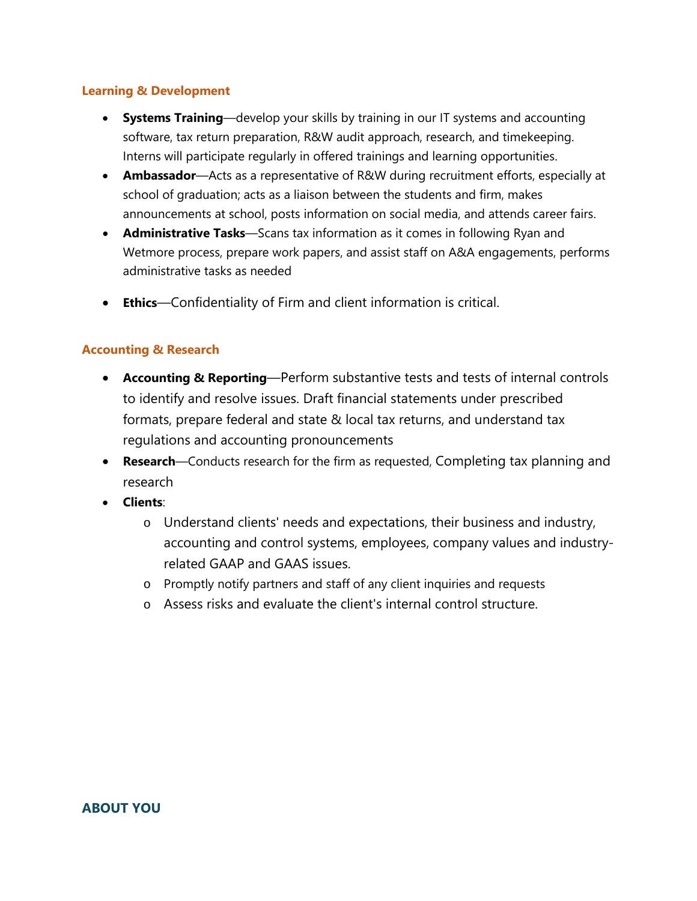### Learning & Development

- **Systems Training**—develop your skills by training in our IT systems and accounting software, tax return preparation, R&W audit approach, research, and timekeeping. Interns will participate regularly in offered trainings and learning opportunities.
- **Ambassador**—Acts as a representative of R&W during recruitment efforts, especially at school of graduation; acts as a liaison between the students and firm, makes announcements at school, posts information on social media, and attends career fairs.
- **Administrative Tasks**—Scans tax information as it comes in following Ryan and Wetmore process, prepare work papers, and assist staff on A&A engagements, performs administrative tasks as needed
- **Ethics**—Confidentiality of Firm and client information is critical.

### Accounting & Research

- **Accounting & Reporting**—Perform substantive tests and tests of internal controls to identify and resolve issues. Draft financial statements under prescribed formats, prepare federal and state & local tax returns, and understand tax regulations and accounting pronouncements
- **Research**—Conducts research for the firm as requested, Completing tax planning and research
- **Clients**:
  - Understand clients' needs and expectations, their business and industry, accounting and control systems, employees, company values and industry-related GAAP and GAAS issues.
  - Promptly notify partners and staff of any client inquiries and requests
  - Assess risks and evaluate the client's internal control structure.

## ABOUT YOU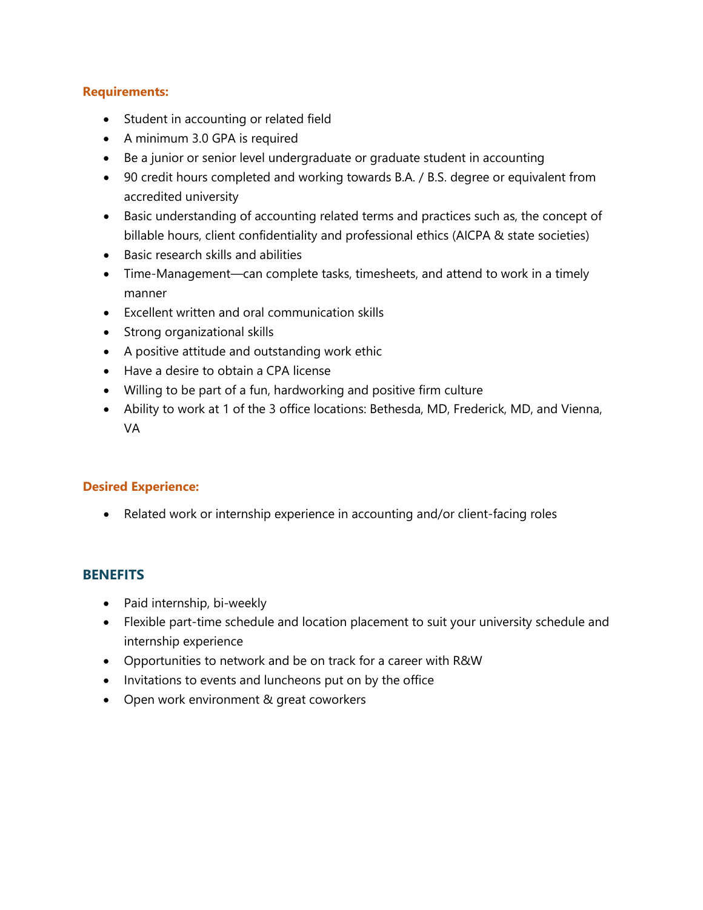**Requirements:**

- Student in accounting or related field
- A minimum 3.0 GPA is required
- Be a junior or senior level undergraduate or graduate student in accounting
- 90 credit hours completed and working towards B.A. / B.S. degree or equivalent from accredited university
- Basic understanding of accounting related terms and practices such as, the concept of billable hours, client confidentiality and professional ethics (AICPA & state societies)
- Basic research skills and abilities
- Time-Management—can complete tasks, timesheets, and attend to work in a timely manner
- Excellent written and oral communication skills
- Strong organizational skills
- A positive attitude and outstanding work ethic
- Have a desire to obtain a CPA license
- Willing to be part of a fun, hardworking and positive firm culture
- Ability to work at 1 of the 3 office locations: Bethesda, MD, Frederick, MD, and Vienna, VA

**Desired Experience:**

- Related work or internship experience in accounting and/or client-facing roles

## BENEFITS

- Paid internship, bi-weekly
- Flexible part-time schedule and location placement to suit your university schedule and internship experience
- Opportunities to network and be on track for a career with R&W
- Invitations to events and luncheons put on by the office
- Open work environment & great coworkers